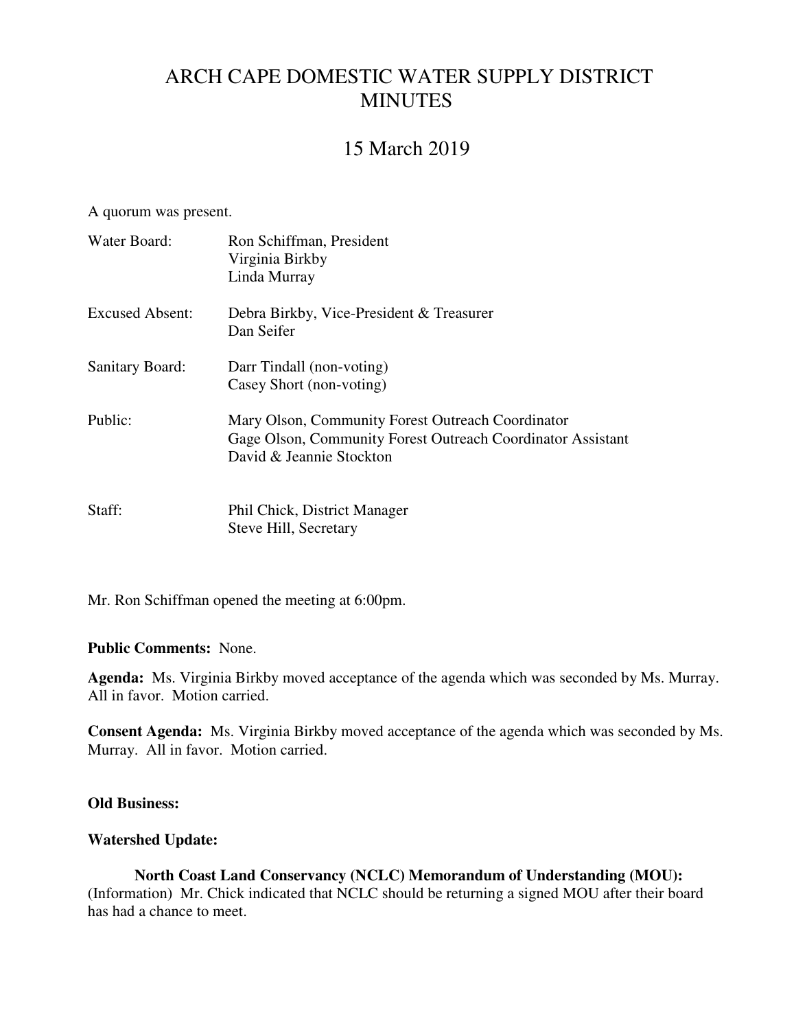# ARCH CAPE DOMESTIC WATER SUPPLY DISTRICT MINUTES

## 15 March 2019

A quorum was present.

| | |
|---|---|
| Water Board: | Ron Schiffman, President<br>Virginia Birkby<br>Linda Murray |
| Excused Absent: | Debra Birkby, Vice-President & Treasurer<br>Dan Seifer |
| Sanitary Board: | Darr Tindall (non-voting)<br>Casey Short (non-voting) |
| Public: | Mary Olson, Community Forest Outreach Coordinator<br>Gage Olson, Community Forest Outreach Coordinator Assistant<br>David & Jeannie Stockton |
| Staff: | Phil Chick, District Manager<br>Steve Hill, Secretary |

Mr. Ron Schiffman opened the meeting at 6:00pm.

**Public Comments:** None.

**Agenda:** Ms. Virginia Birkby moved acceptance of the agenda which was seconded by Ms. Murray. All in favor. Motion carried.

**Consent Agenda:** Ms. Virginia Birkby moved acceptance of the agenda which was seconded by Ms. Murray. All in favor. Motion carried.

**Old Business:**

**Watershed Update:**

**North Coast Land Conservancy (NCLC) Memorandum of Understanding (MOU):** (Information) Mr. Chick indicated that NCLC should be returning a signed MOU after their board has had a chance to meet.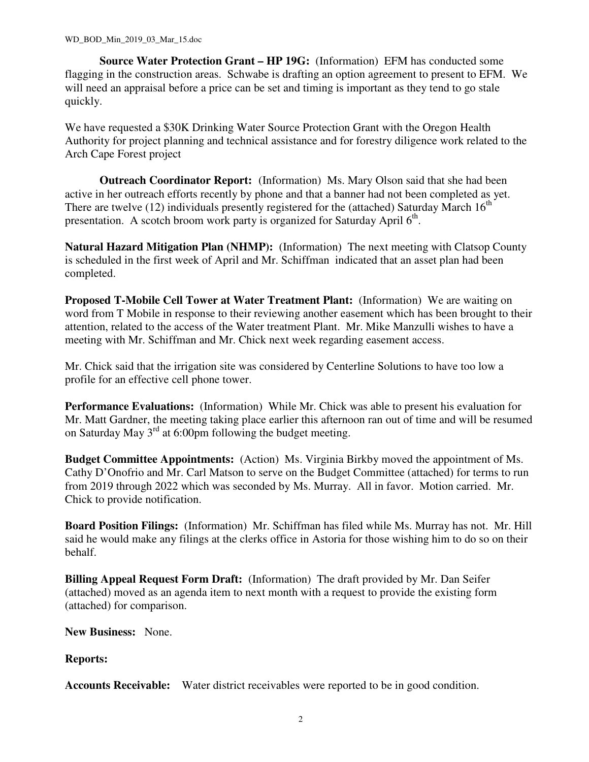**Source Water Protection Grant – HP 19G:** (Information) EFM has conducted some flagging in the construction areas. Schwabe is drafting an option agreement to present to EFM. We will need an appraisal before a price can be set and timing is important as they tend to go stale quickly.

We have requested a $30K Drinking Water Source Protection Grant with the Oregon Health Authority for project planning and technical assistance and for forestry diligence work related to the Arch Cape Forest project

**Outreach Coordinator Report:** (Information) Ms. Mary Olson said that she had been active in her outreach efforts recently by phone and that a banner had not been completed as yet. There are twelve (12) individuals presently registered for the (attached) Saturday March 16th presentation. A scotch broom work party is organized for Saturday April 6th.

**Natural Hazard Mitigation Plan (NHMP):** (Information) The next meeting with Clatsop County is scheduled in the first week of April and Mr. Schiffman indicated that an asset plan had been completed.

**Proposed T-Mobile Cell Tower at Water Treatment Plant:** (Information) We are waiting on word from T Mobile in response to their reviewing another easement which has been brought to their attention, related to the access of the Water treatment Plant. Mr. Mike Manzulli wishes to have a meeting with Mr. Schiffman and Mr. Chick next week regarding easement access.

Mr. Chick said that the irrigation site was considered by Centerline Solutions to have too low a profile for an effective cell phone tower.

**Performance Evaluations:** (Information) While Mr. Chick was able to present his evaluation for Mr. Matt Gardner, the meeting taking place earlier this afternoon ran out of time and will be resumed on Saturday May 3rd at 6:00pm following the budget meeting.

**Budget Committee Appointments:** (Action) Ms. Virginia Birkby moved the appointment of Ms. Cathy D'Onofrio and Mr. Carl Matson to serve on the Budget Committee (attached) for terms to run from 2019 through 2022 which was seconded by Ms. Murray. All in favor. Motion carried. Mr. Chick to provide notification.

**Board Position Filings:** (Information) Mr. Schiffman has filed while Ms. Murray has not. Mr. Hill said he would make any filings at the clerks office in Astoria for those wishing him to do so on their behalf.

**Billing Appeal Request Form Draft:** (Information) The draft provided by Mr. Dan Seifer (attached) moved as an agenda item to next month with a request to provide the existing form (attached) for comparison.

**New Business:** None.

**Reports:**

**Accounts Receivable:** Water district receivables were reported to be in good condition.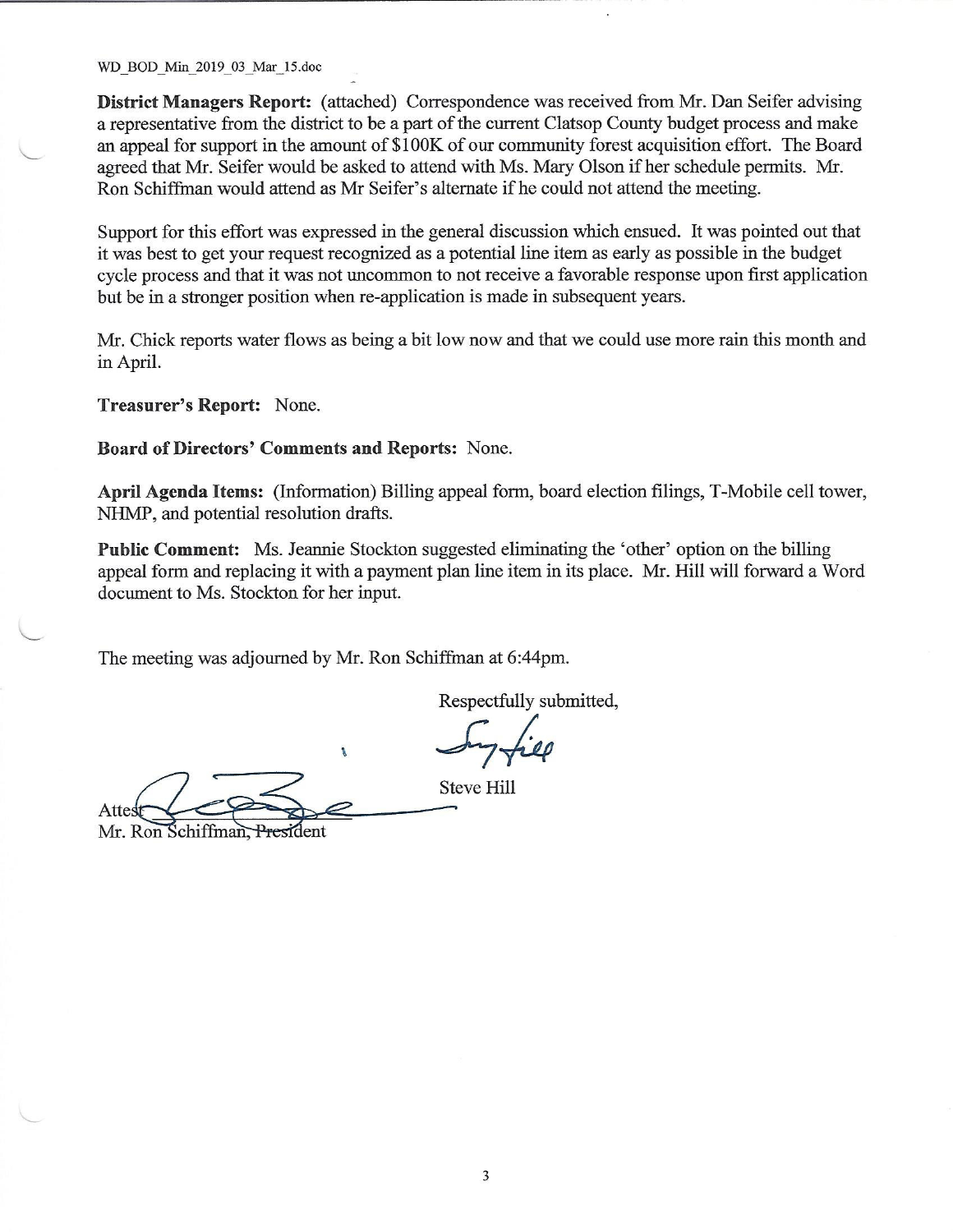**District Managers Report:** (attached) Correspondence was received from Mr. Dan Seifer advising a representative from the district to be a part of the current Clatsop County budget process and make an appeal for support in the amount of $100K of our community forest acquisition effort. The Board agreed that Mr. Seifer would be asked to attend with Ms. Mary Olson if her schedule permits. Mr. Ron Schiffman would attend as Mr Seifer's alternate if he could not attend the meeting.

Support for this effort was expressed in the general discussion which ensued. It was pointed out that it was best to get your request recognized as a potential line item as early as possible in the budget cycle process and that it was not uncommon to not receive a favorable response upon first application but be in a stronger position when re-application is made in subsequent years.

Mr. Chick reports water flows as being a bit low now and that we could use more rain this month and in April.

**Treasurer's Report:** None.

**Board of Directors' Comments and Reports:** None.

**April Agenda Items:** (Information) Billing appeal form, board election filings, T-Mobile cell tower, NHMP, and potential resolution drafts.

**Public Comment:** Ms. Jeannie Stockton suggested eliminating the 'other' option on the billing appeal form and replacing it with a payment plan line item in its place. Mr. Hill will forward a Word document to Ms. Stockton for her input.

The meeting was adjourned by Mr. Ron Schiffman at 6:44pm.

Respectfully submitted,

Steve Hill

Attest
Mr. Ron Schiffman, President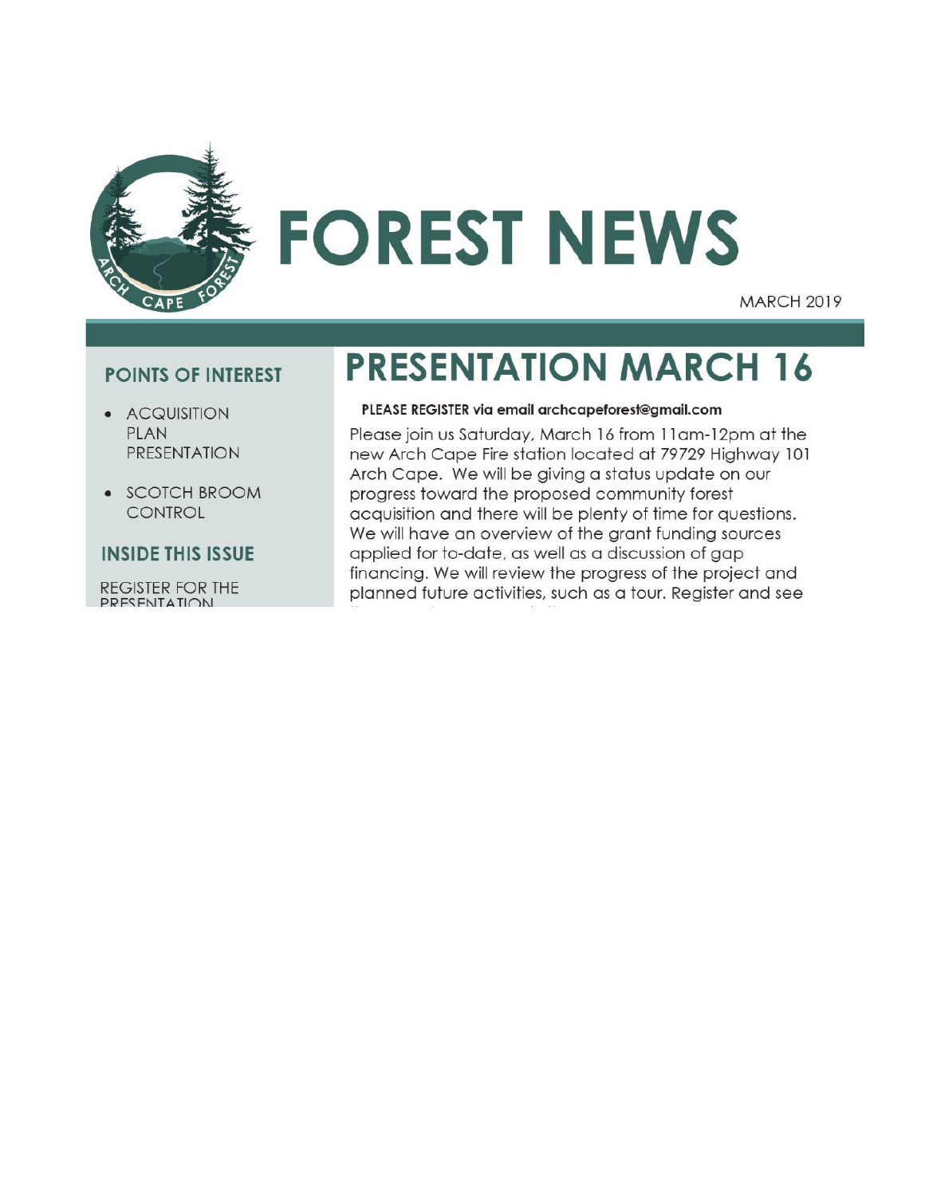# FOREST NEWS

MARCH 2019

## POINTS OF INTEREST

- ACQUISITION PLAN PRESENTATION
- SCOTCH BROOM CONTROL

## INSIDE THIS ISSUE

REGISTER FOR THE PRESENTATION

# PRESENTATION MARCH 16

**PLEASE REGISTER via email archcapeforest@gmail.com**

Please join us Saturday, March 16 from 11am-12pm at the new Arch Cape Fire station located at 79729 Highway 101 Arch Cape. We will be giving a status update on our progress toward the proposed community forest acquisition and there will be plenty of time for questions. We will have an overview of the grant funding sources applied for to-date, as well as a discussion of gap financing. We will review the progress of the project and planned future activities, such as a tour. Register and see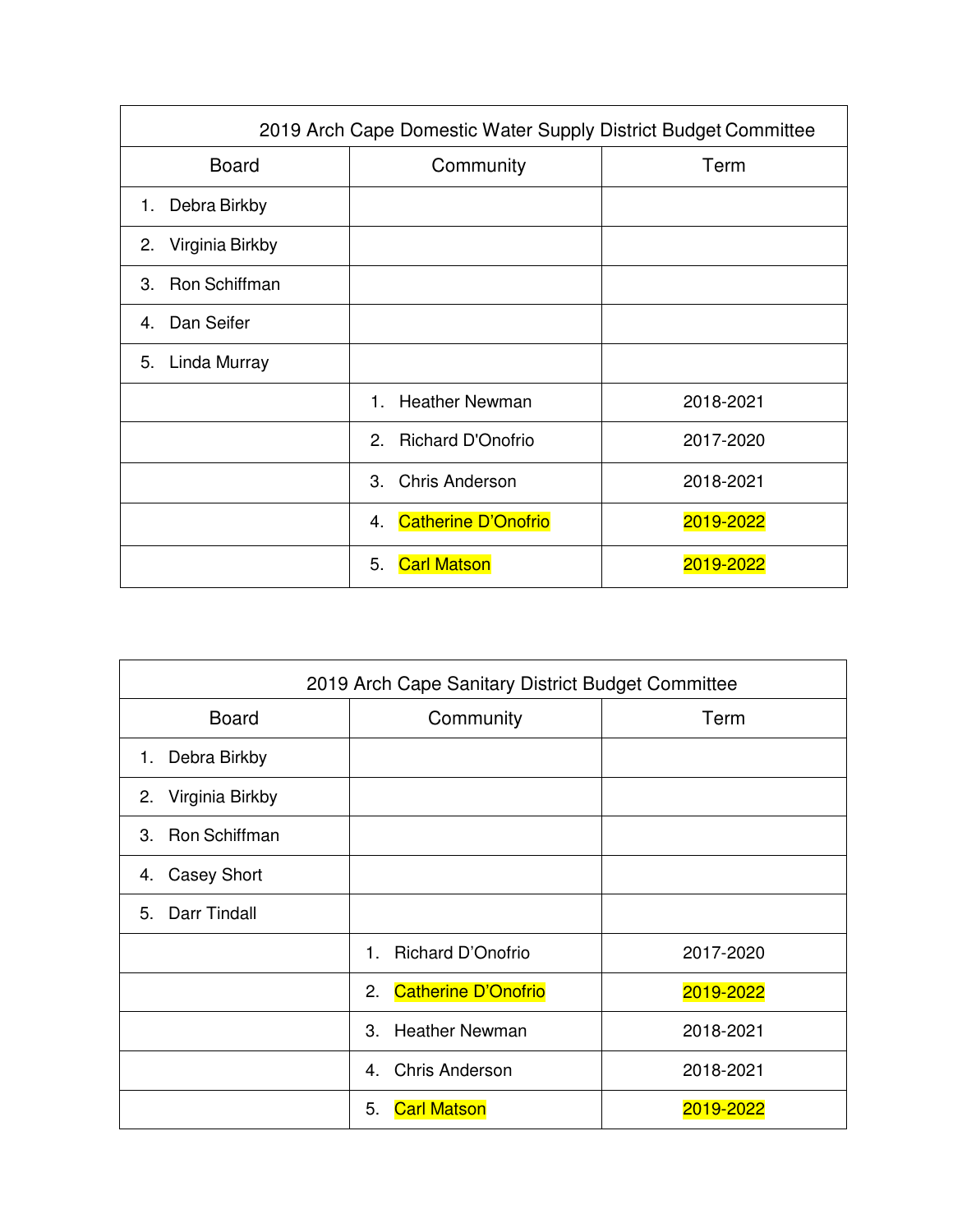| 2019 Arch Cape Domestic Water Supply District Budget Committee | | |
|---|---|---|
| Board | Community | Term |
| 1. Debra Birkby | | |
| 2. Virginia Birkby | | |
| 3. Ron Schiffman | | |
| 4. Dan Seifer | | |
| 5. Linda Murray | | |
| | 1. Heather Newman | 2018-2021 |
| | 2. Richard D'Onofrio | 2017-2020 |
| | 3. Chris Anderson | 2018-2021 |
| | 4. Catherine D'Onofrio | 2019-2022 |
| | 5. Carl Matson | 2019-2022 |

| 2019 Arch Cape Sanitary District Budget Committee | | |
|---|---|---|
| Board | Community | Term |
| 1. Debra Birkby | | |
| 2. Virginia Birkby | | |
| 3. Ron Schiffman | | |
| 4. Casey Short | | |
| 5. Darr Tindall | | |
| | 1. Richard D'Onofrio | 2017-2020 |
| | 2. Catherine D'Onofrio | 2019-2022 |
| | 3. Heather Newman | 2018-2021 |
| | 4. Chris Anderson | 2018-2021 |
| | 5. Carl Matson | 2019-2022 |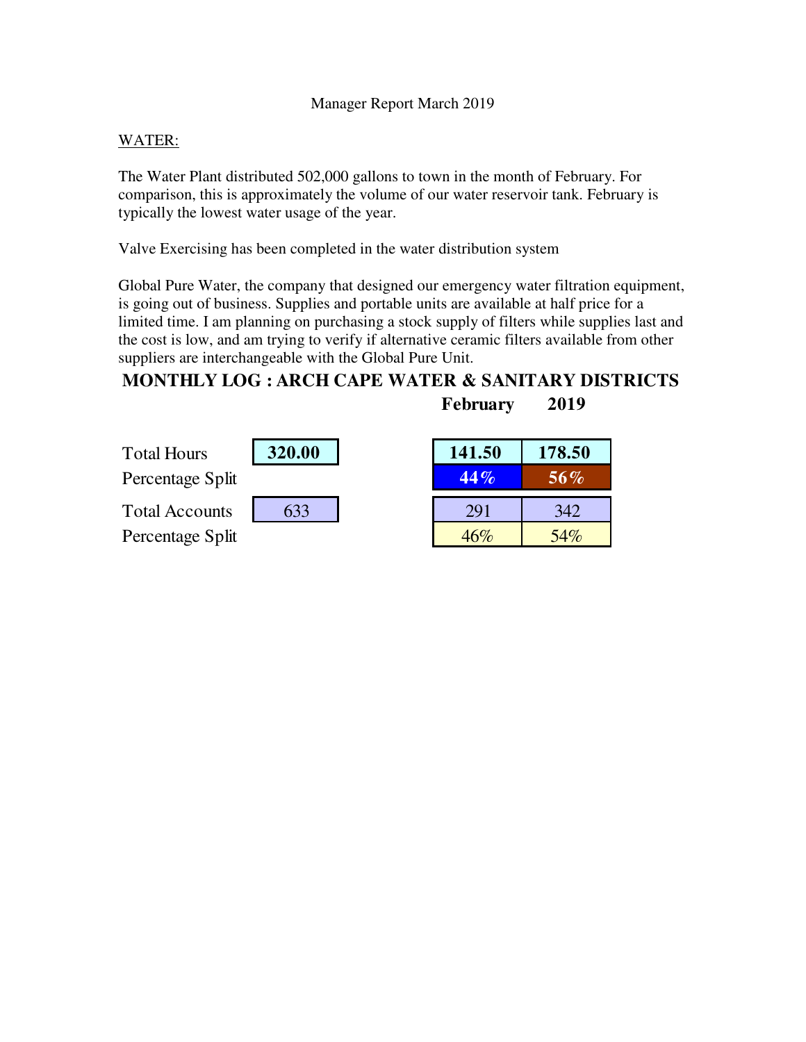Manager Report March 2019

WATER:

The Water Plant distributed 502,000 gallons to town in the month of February. For comparison, this is approximately the volume of our water reservoir tank. February is typically the lowest water usage of the year.

Valve Exercising has been completed in the water distribution system

Global Pure Water, the company that designed our emergency water filtration equipment, is going out of business. Supplies and portable units are available at half price for a limited time. I am planning on purchasing a stock supply of filters while supplies last and the cost is low, and am trying to verify if alternative ceramic filters available from other suppliers are interchangeable with the Global Pure Unit.

## MONTHLY LOG : ARCH CAPE WATER & SANITARY DISTRICTS

**February 2019**

| | | | |
|---|---|---|---|
| Total Hours | **320.00** | **141.50** | **178.50** |
| Percentage Split | | **44%** | **56%** |
| Total Accounts | 633 | 291 | 342 |
| Percentage Split | | 46% | 54% |